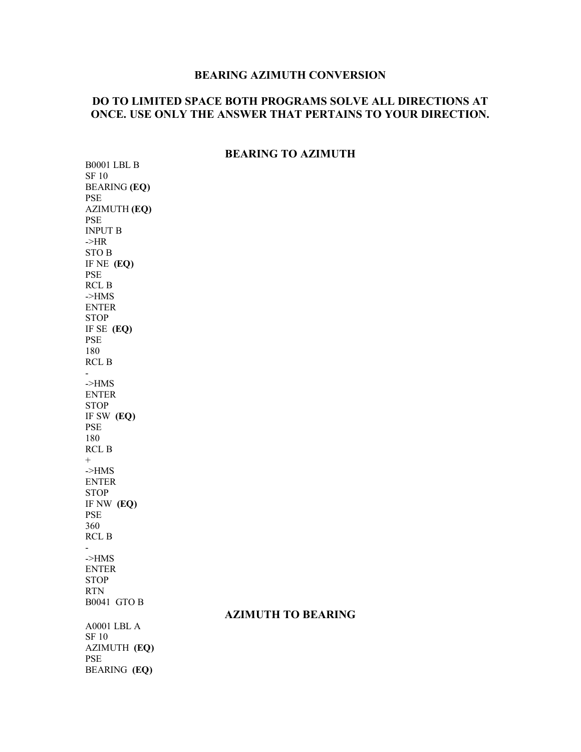# BEARING AZIMUTH CONVERSION

## DO TO LIMITED SPACE BOTH PROGRAMS SOLVE ALL DIRECTIONS AT ONCE. USE ONLY THE ANSWER THAT PERTAINS TO YOUR DIRECTION.

### BEARING TO AZIMUTH

```
B0001 LBL B
SF 10
BEARING (EQ)
PSE
AZIMUTH (EQ)
PSE
INPUT B
->HR
STO B
IF NE  (EQ)
PSE
RCL B
->HMS
ENTER
STOP
IF SE  (EQ)
PSE
180
RCL B
-
->HMS
ENTER
STOP
IF SW  (EQ)
PSE
180
RCL B
+
->HMS
ENTER
STOP
IF NW  (EQ)
PSE
360
RCL B
-
->HMS
ENTER
STOP
RTN
B0041  GTO B
```

### AZIMUTH TO BEARING

```
A0001 LBL A
SF 10
AZIMUTH  (EQ)
PSE
BEARING  (EQ)
```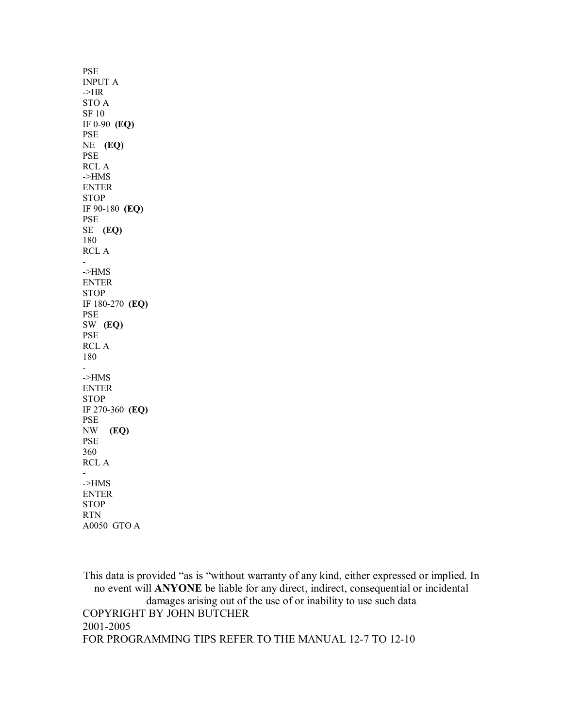```
PSE
INPUT A
->HR
STO A
SF 10
IF 0-90  (EQ)
PSE
NE    (EQ)
PSE
RCL A
->HMS
ENTER
STOP
IF 90-180  (EQ)
PSE
SE    (EQ)
180
RCL A
-
->HMS
ENTER
STOP
IF 180-270  (EQ)
PSE
SW   (EQ)
PSE
RCL A
180
-
->HMS
ENTER
STOP
IF 270-360  (EQ)
PSE
NW     (EQ)
PSE
360
RCL A
-
->HMS
ENTER
STOP
RTN
A0050  GTO A
```

This data is provided "as is "without warranty of any kind, either expressed or implied. In no event will **ANYONE** be liable for any direct, indirect, consequential or incidental damages arising out of the use of or inability to use such data

COPYRIGHT BY JOHN BUTCHER

2001-2005

FOR PROGRAMMING TIPS REFER TO THE MANUAL 12-7 TO 12-10